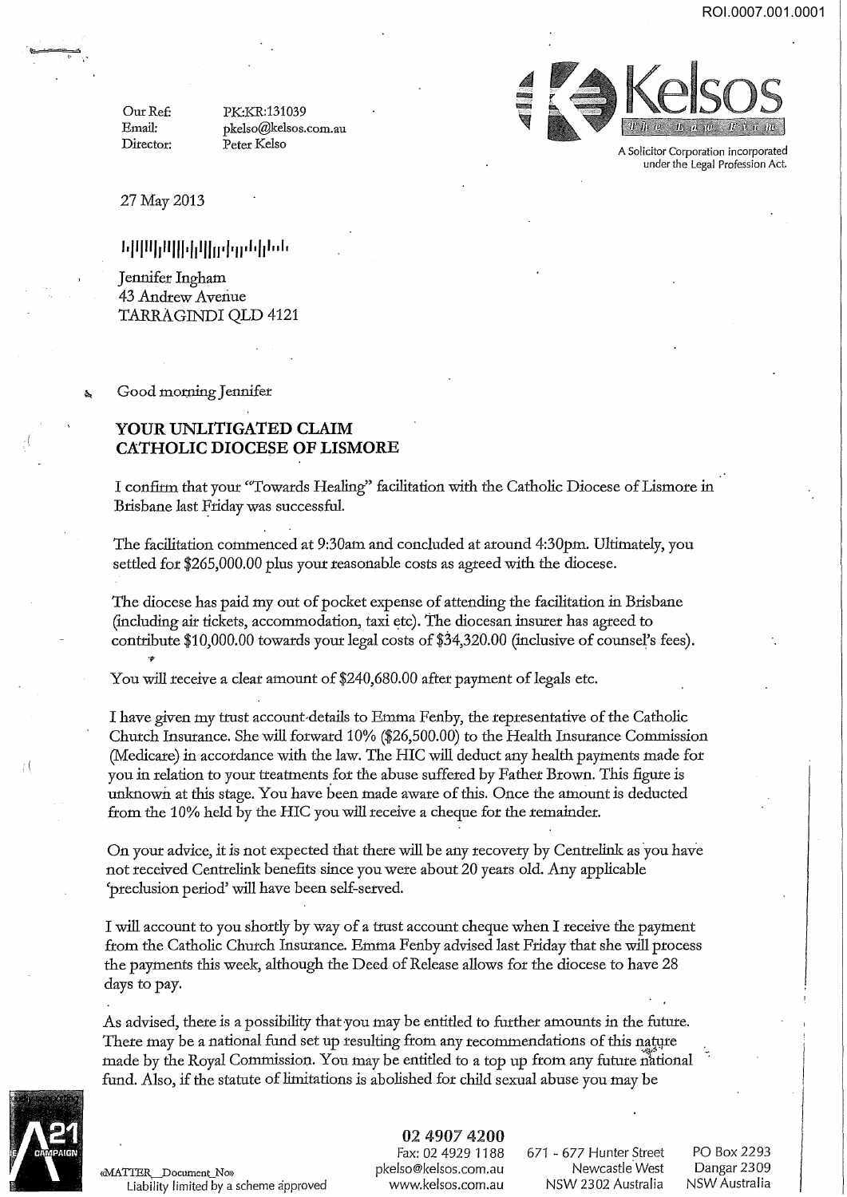ROI.0007.001.0001

Our Ref: PK:KR:131039
Email: pkelso@kelsos.com.au
Director: Peter Kelso

Kelsos
The Law Firm
A Solicitor Corporation incorporated under the Legal Profession Act.

27 May 2013

Jennifer Ingham
43 Andrew Avenue
TARRAGINDI QLD 4121

Good morning Jennifer

**YOUR UNLITIGATED CLAIM**
**CATHOLIC DIOCESE OF LISMORE**

I confirm that your "Towards Healing" facilitation with the Catholic Diocese of Lismore in Brisbane last Friday was successful.

The facilitation commenced at 9:30am and concluded at around 4:30pm. Ultimately, you settled for $265,000.00 plus your reasonable costs as agreed with the diocese.

The diocese has paid my out of pocket expense of attending the facilitation in Brisbane (including air tickets, accommodation, taxi etc). The diocesan insurer has agreed to contribute $10,000.00 towards your legal costs of $34,320.00 (inclusive of counsel's fees).

You will receive a clear amount of $240,680.00 after payment of legals etc.

I have given my trust account details to Emma Fenby, the representative of the Catholic Church Insurance. She will forward 10% ($26,500.00) to the Health Insurance Commission (Medicare) in accordance with the law. The HIC will deduct any health payments made for you in relation to your treatments for the abuse suffered by Father Brown. This figure is unknown at this stage. You have been made aware of this. Once the amount is deducted from the 10% held by the HIC you will receive a cheque for the remainder.

On your advice, it is not expected that there will be any recovery by Centrelink as you have not received Centrelink benefits since you were about 20 years old. Any applicable 'preclusion period' will have been self-served.

I will account to you shortly by way of a trust account cheque when I receive the payment from the Catholic Church Insurance. Emma Fenby advised last Friday that she will process the payments this week, although the Deed of Release allows for the diocese to have 28 days to pay.

As advised, there is a possibility that you may be entitled to further amounts in the future. There may be a national fund set up resulting from any recommendations of this nature made by the Royal Commission. You may be entitled to a top up from any future national fund. Also, if the statute of limitations is abolished for child sexual abuse you may be

A21 CAMPAIGN

«MATTER_Document_No»
Liability limited by a scheme approved

02 4907 4200
Fax: 02 4929 1188
pkelso@kelsos.com.au
www.kelsos.com.au

671 - 677 Hunter Street
Newcastle West
NSW 2302 Australia

PO Box 2293
Dangar 2309
NSW Australia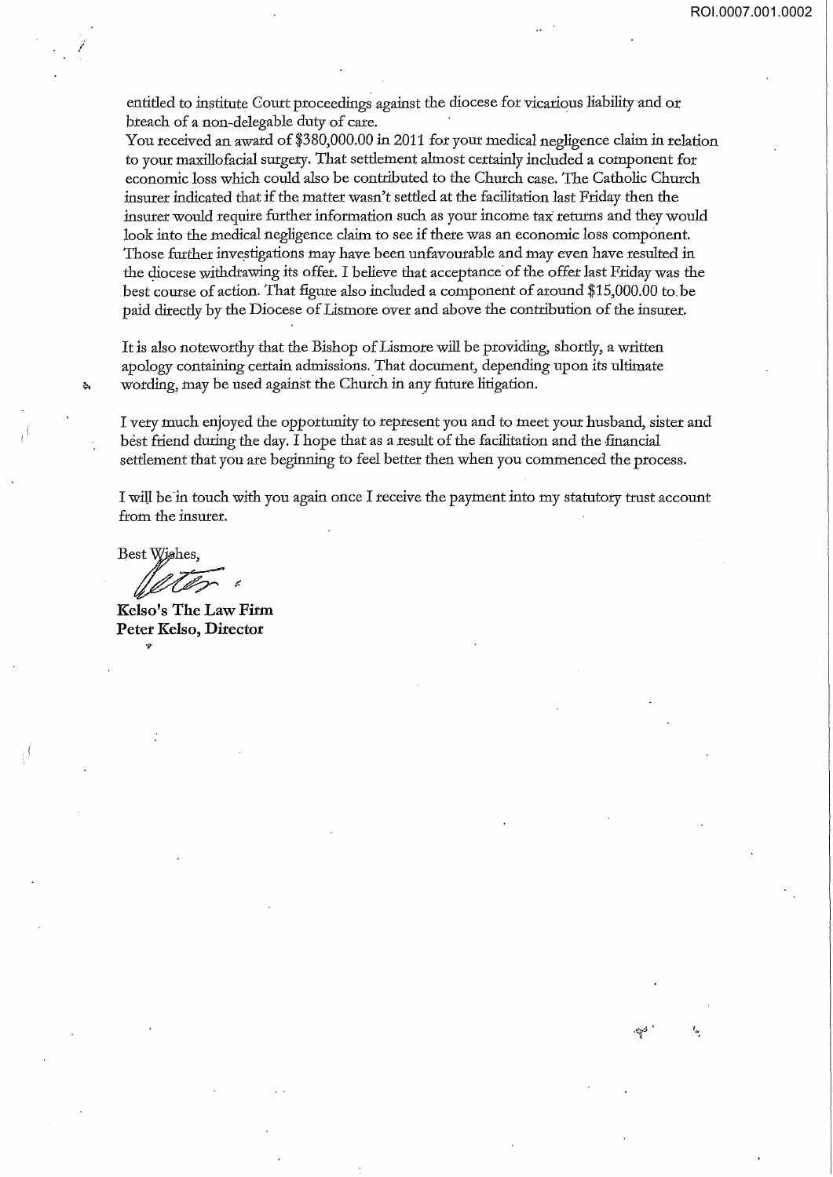entitled to institute Court proceedings against the diocese for vicarious liability and or breach of a non-delegable duty of care.

You received an award of $380,000.00 in 2011 for your medical negligence claim in relation to your maxillofacial surgery. That settlement almost certainly included a component for economic loss which could also be contributed to the Church case. The Catholic Church insurer indicated that if the matter wasn't settled at the facilitation last Friday then the insurer would require further information such as your income tax returns and they would look into the medical negligence claim to see if there was an economic loss component. Those further investigations may have been unfavourable and may even have resulted in the diocese withdrawing its offer. I believe that acceptance of the offer last Friday was the best course of action. That figure also included a component of around $15,000.00 to be paid directly by the Diocese of Lismore over and above the contribution of the insurer.

It is also noteworthy that the Bishop of Lismore will be providing, shortly, a written apology containing certain admissions. That document, depending upon its ultimate wording, may be used against the Church in any future litigation.

I very much enjoyed the opportunity to represent you and to meet your husband, sister and best friend during the day. I hope that as a result of the facilitation and the financial settlement that you are beginning to feel better then when you commenced the process.

I will be in touch with you again once I receive the payment into my statutory trust account from the insurer.

Best Wishes,

Peter

**Kelso's The Law Firm**
**Peter Kelso, Director**